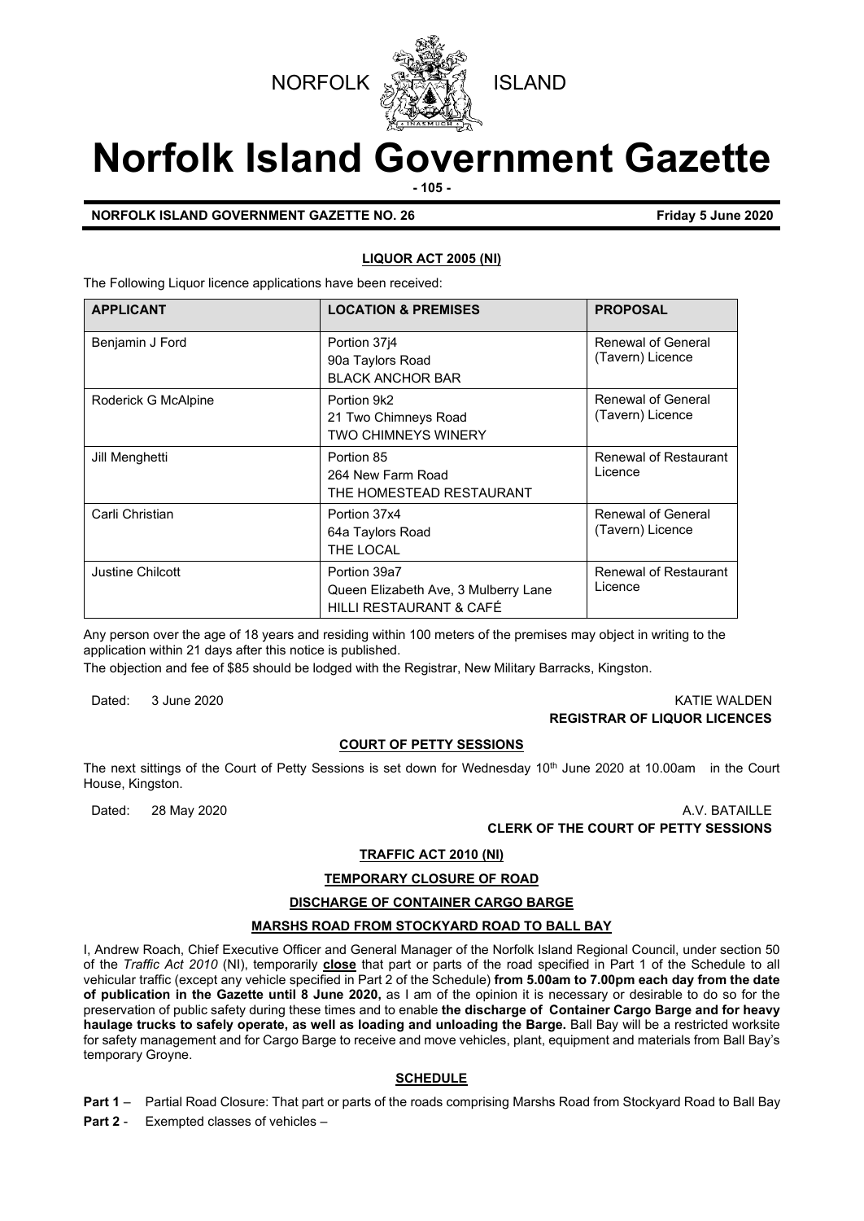NORFOLK ISLAND

# Norfolk Island Government Gazette

**NORFOLK ISLAND GOVERNMENT GAZETTE NO. 26** **Friday 5 June 2020**

## LIQUOR ACT 2005 (NI)

The Following Liquor licence applications have been received:

| APPLICANT | LOCATION & PREMISES | PROPOSAL |
|---|---|---|
| Benjamin J Ford | Portion 37j4<br>90a Taylors Road<br>BLACK ANCHOR BAR | Renewal of General (Tavern) Licence |
| Roderick G McAlpine | Portion 9k2<br>21 Two Chimneys Road<br>TWO CHIMNEYS WINERY | Renewal of General (Tavern) Licence |
| Jill Menghetti | Portion 85<br>264 New Farm Road<br>THE HOMESTEAD RESTAURANT | Renewal of Restaurant Licence |
| Carli Christian | Portion 37x4<br>64a Taylors Road<br>THE LOCAL | Renewal of General (Tavern) Licence |
| Justine Chilcott | Portion 39a7<br>Queen Elizabeth Ave, 3 Mulberry Lane<br>HILLI RESTAURANT & CAFÉ | Renewal of Restaurant Licence |

Any person over the age of 18 years and residing within 100 meters of the premises may object in writing to the application within 21 days after this notice is published.

The objection and fee of $85 should be lodged with the Registrar, New Military Barracks, Kingston.

Dated: 3 June 2020

KATIE WALDEN
**REGISTRAR OF LIQUOR LICENCES**

## COURT OF PETTY SESSIONS

The next sittings of the Court of Petty Sessions is set down for Wednesday 10th June 2020 at 10.00am in the Court House, Kingston.

Dated: 28 May 2020

A.V. BATAILLE
**CLERK OF THE COURT OF PETTY SESSIONS**

## TRAFFIC ACT 2010 (NI)

## TEMPORARY CLOSURE OF ROAD

## DISCHARGE OF CONTAINER CARGO BARGE

## MARSHS ROAD FROM STOCKYARD ROAD TO BALL BAY

I, Andrew Roach, Chief Executive Officer and General Manager of the Norfolk Island Regional Council, under section 50 of the *Traffic Act 2010* (NI), temporarily **close** that part or parts of the road specified in Part 1 of the Schedule to all vehicular traffic (except any vehicle specified in Part 2 of the Schedule) **from 5.00am to 7.00pm each day from the date of publication in the Gazette until 8 June 2020,** as I am of the opinion it is necessary or desirable to do so for the preservation of public safety during these times and to enable **the discharge of Container Cargo Barge and for heavy haulage trucks to safely operate, as well as loading and unloading the Barge.** Ball Bay will be a restricted worksite for safety management and for Cargo Barge to receive and move vehicles, plant, equipment and materials from Ball Bay's temporary Groyne.

## SCHEDULE

**Part 1** – Partial Road Closure: That part or parts of the roads comprising Marshs Road from Stockyard Road to Ball Bay

**Part 2** - Exempted classes of vehicles –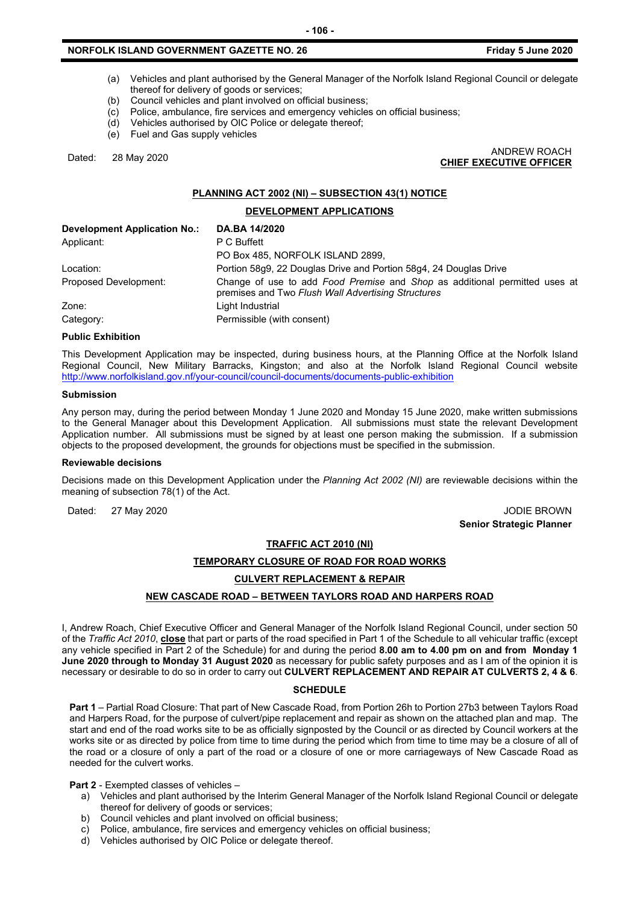(a) Vehicles and plant authorised by the General Manager of the Norfolk Island Regional Council or delegate thereof for delivery of goods or services;
(b) Council vehicles and plant involved on official business;
(c) Police, ambulance, fire services and emergency vehicles on official business;
(d) Vehicles authorised by OIC Police or delegate thereof;
(e) Fuel and Gas supply vehicles

Dated: 28 May 2020

ANDREW ROACH
**CHIEF EXECUTIVE OFFICER**

## PLANNING ACT 2002 (NI) – SUBSECTION 43(1) NOTICE

### DEVELOPMENT APPLICATIONS

| **Development Application No.:** | **DA.BA 14/2020** |
|---|---|
| Applicant: | P C Buffett<br>PO Box 485, NORFOLK ISLAND 2899, |
| Location: | Portion 58g9, 22 Douglas Drive and Portion 58g4, 24 Douglas Drive |
| Proposed Development: | Change of use to add *Food Premise* and *Shop* as additional permitted uses at premises and Two *Flush Wall Advertising Structures* |
| Zone: | Light Industrial |
| Category: | Permissible (with consent) |

**Public Exhibition**

This Development Application may be inspected, during business hours, at the Planning Office at the Norfolk Island Regional Council, New Military Barracks, Kingston; and also at the Norfolk Island Regional Council website http://www.norfolkisland.gov.nf/your-council/council-documents/documents-public-exhibition

**Submission**

Any person may, during the period between Monday 1 June 2020 and Monday 15 June 2020, make written submissions to the General Manager about this Development Application. All submissions must state the relevant Development Application number. All submissions must be signed by at least one person making the submission. If a submission objects to the proposed development, the grounds for objections must be specified in the submission.

**Reviewable decisions**

Decisions made on this Development Application under the *Planning Act 2002 (NI)* are reviewable decisions within the meaning of subsection 78(1) of the Act.

Dated: 27 May 2020

JODIE BROWN
**Senior Strategic Planner**

## TRAFFIC ACT 2010 (NI)

### TEMPORARY CLOSURE OF ROAD FOR ROAD WORKS

### CULVERT REPLACEMENT & REPAIR

### NEW CASCADE ROAD – BETWEEN TAYLORS ROAD AND HARPERS ROAD

I, Andrew Roach, Chief Executive Officer and General Manager of the Norfolk Island Regional Council, under section 50 of the *Traffic Act 2010*, **close** that part or parts of the road specified in Part 1 of the Schedule to all vehicular traffic (except any vehicle specified in Part 2 of the Schedule) for and during the period **8.00 am to 4.00 pm on and from Monday 1 June 2020 through to Monday 31 August 2020** as necessary for public safety purposes and as I am of the opinion it is necessary or desirable to do so in order to carry out **CULVERT REPLACEMENT AND REPAIR AT CULVERTS 2, 4 & 6**.

**SCHEDULE**

**Part 1** – Partial Road Closure: That part of New Cascade Road, from Portion 26h to Portion 27b3 between Taylors Road and Harpers Road, for the purpose of culvert/pipe replacement and repair as shown on the attached plan and map. The start and end of the road works site to be as officially signposted by the Council or as directed by Council workers at the works site or as directed by police from time to time during the period which from time to time may be a closure of all of the road or a closure of only a part of the road or a closure of one or more carriageways of New Cascade Road as needed for the culvert works.

**Part 2** - Exempted classes of vehicles –

a) Vehicles and plant authorised by the Interim General Manager of the Norfolk Island Regional Council or delegate thereof for delivery of goods or services;
b) Council vehicles and plant involved on official business;
c) Police, ambulance, fire services and emergency vehicles on official business;
d) Vehicles authorised by OIC Police or delegate thereof.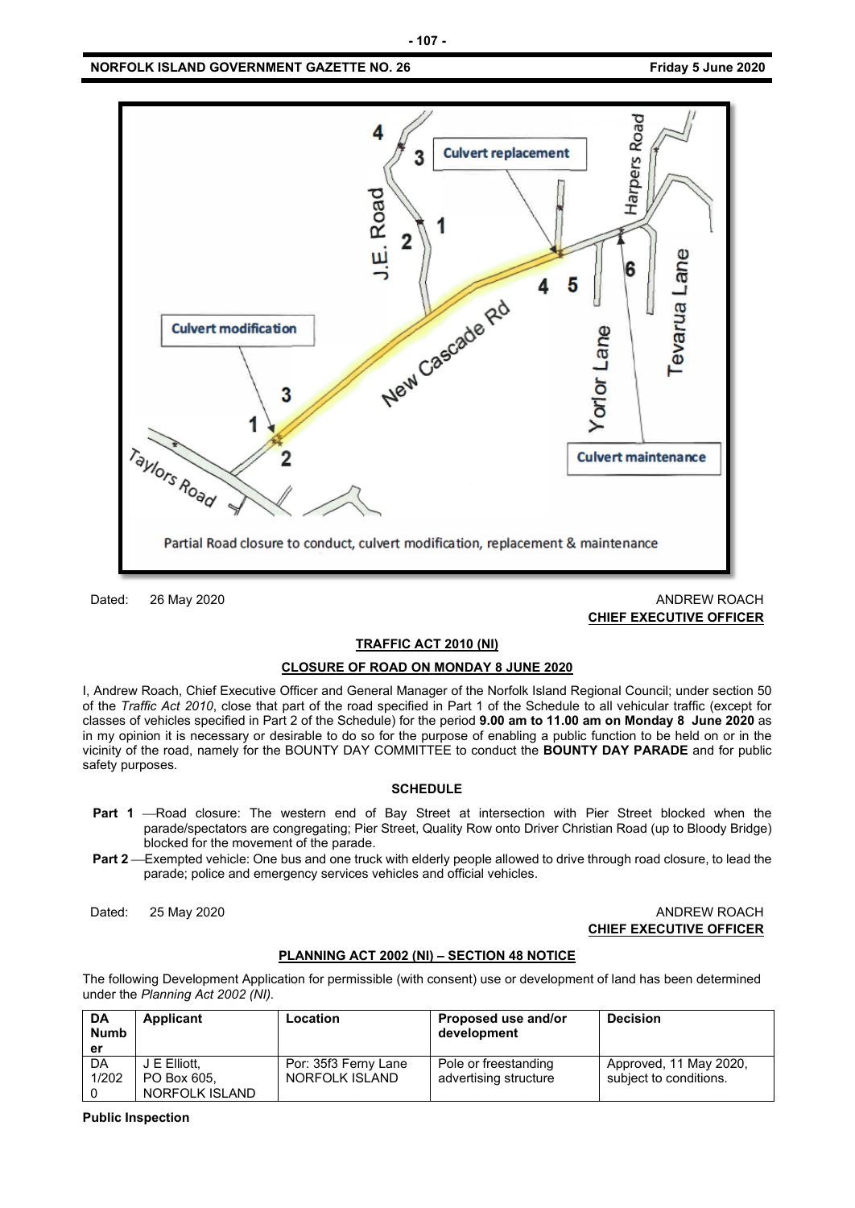Partial Road closure to conduct, culvert modification, replacement & maintenance

Dated: 26 May 2020

ANDREW ROACH
**CHIEF EXECUTIVE OFFICER**

**TRAFFIC ACT 2010 (NI)**

**CLOSURE OF ROAD ON MONDAY 8 JUNE 2020**

I, Andrew Roach, Chief Executive Officer and General Manager of the Norfolk Island Regional Council; under section 50 of the *Traffic Act 2010*, close that part of the road specified in Part 1 of the Schedule to all vehicular traffic (except for classes of vehicles specified in Part 2 of the Schedule) for the period **9.00 am to 11.00 am on Monday 8 June 2020** as in my opinion it is necessary or desirable to do so for the purpose of enabling a public function to be held on or in the vicinity of the road, namely for the BOUNTY DAY COMMITTEE to conduct the **BOUNTY DAY PARADE** and for public safety purposes.

**SCHEDULE**

**Part 1** —Road closure: The western end of Bay Street at intersection with Pier Street blocked when the parade/spectators are congregating; Pier Street, Quality Row onto Driver Christian Road (up to Bloody Bridge) blocked for the movement of the parade.

**Part 2** —Exempted vehicle: One bus and one truck with elderly people allowed to drive through road closure, to lead the parade; police and emergency services vehicles and official vehicles.

Dated: 25 May 2020

ANDREW ROACH
**CHIEF EXECUTIVE OFFICER**

**PLANNING ACT 2002 (NI) – SECTION 48 NOTICE**

The following Development Application for permissible (with consent) use or development of land has been determined under the *Planning Act 2002 (NI)*.

| DA Number | Applicant | Location | Proposed use and/or development | Decision |
|---|---|---|---|---|
| DA 1/2020 | J E Elliott, PO Box 605, NORFOLK ISLAND | Por: 35f3 Ferny Lane NORFOLK ISLAND | Pole or freestanding advertising structure | Approved, 11 May 2020, subject to conditions. |

**Public Inspection**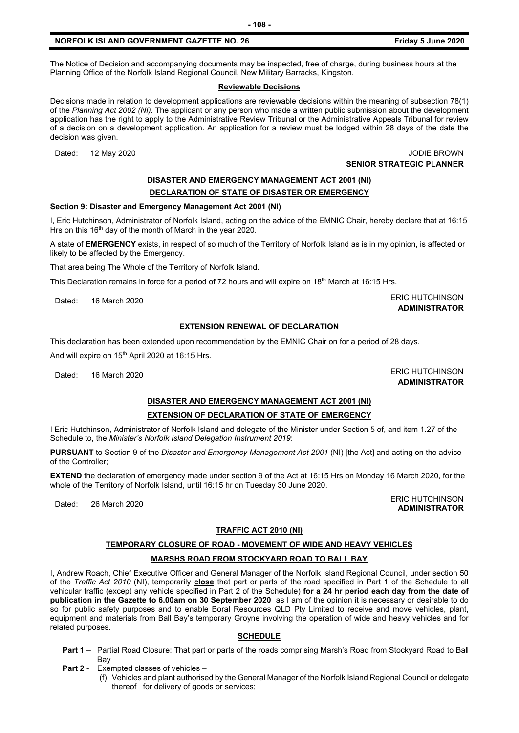The Notice of Decision and accompanying documents may be inspected, free of charge, during business hours at the Planning Office of the Norfolk Island Regional Council, New Military Barracks, Kingston.

**Reviewable Decisions**

Decisions made in relation to development applications are reviewable decisions within the meaning of subsection 78(1) of the *Planning Act 2002 (NI).* The applicant or any person who made a written public submission about the development application has the right to apply to the Administrative Review Tribunal or the Administrative Appeals Tribunal for review of a decision on a development application. An application for a review must be lodged within 28 days of the date the decision was given.

Dated: 12 May 2020

JODIE BROWN
**SENIOR STRATEGIC PLANNER**

## DISASTER AND EMERGENCY MANAGEMENT ACT 2001 (NI)

## DECLARATION OF STATE OF DISASTER OR EMERGENCY

**Section 9: Disaster and Emergency Management Act 2001 (NI)**

I, Eric Hutchinson, Administrator of Norfolk Island, acting on the advice of the EMNIC Chair, hereby declare that at 16:15 Hrs on this 16th day of the month of March in the year 2020.

A state of **EMERGENCY** exists, in respect of so much of the Territory of Norfolk Island as is in my opinion, is affected or likely to be affected by the Emergency.

That area being The Whole of the Territory of Norfolk Island.

This Declaration remains in force for a period of 72 hours and will expire on 18th March at 16:15 Hrs.

Dated: 16 March 2020

ERIC HUTCHINSON
**ADMINISTRATOR**

## EXTENSION RENEWAL OF DECLARATION

This declaration has been extended upon recommendation by the EMNIC Chair on for a period of 28 days.

And will expire on 15th April 2020 at 16:15 Hrs.

Dated: 16 March 2020

ERIC HUTCHINSON
**ADMINISTRATOR**

## DISASTER AND EMERGENCY MANAGEMENT ACT 2001 (NI)

## EXTENSION OF DECLARATION OF STATE OF EMERGENCY

I Eric Hutchinson, Administrator of Norfolk Island and delegate of the Minister under Section 5 of, and item 1.27 of the Schedule to, the *Minister's Norfolk Island Delegation Instrument 2019*:

**PURSUANT** to Section 9 of the *Disaster and Emergency Management Act 2001* (NI) [the Act] and acting on the advice of the Controller;

**EXTEND** the declaration of emergency made under section 9 of the Act at 16:15 Hrs on Monday 16 March 2020, for the whole of the Territory of Norfolk Island, until 16:15 hr on Tuesday 30 June 2020.

Dated: 26 March 2020

ERIC HUTCHINSON
**ADMINISTRATOR**

## TRAFFIC ACT 2010 (NI)

## TEMPORARY CLOSURE OF ROAD - MOVEMENT OF WIDE AND HEAVY VEHICLES

## MARSHS ROAD FROM STOCKYARD ROAD TO BALL BAY

I, Andrew Roach, Chief Executive Officer and General Manager of the Norfolk Island Regional Council, under section 50 of the *Traffic Act 2010* (NI), temporarily **close** that part or parts of the road specified in Part 1 of the Schedule to all vehicular traffic (except any vehicle specified in Part 2 of the Schedule) **for a 24 hr period each day from the date of publication in the Gazette to 6.00am on 30 September 2020** as I am of the opinion it is necessary or desirable to do so for public safety purposes and to enable Boral Resources QLD Pty Limited to receive and move vehicles, plant, equipment and materials from Ball Bay's temporary Groyne involving the operation of wide and heavy vehicles and for related purposes.

**SCHEDULE**

- **Part 1** – Partial Road Closure: That part or parts of the roads comprising Marsh's Road from Stockyard Road to Ball Bay
- **Part 2** - Exempted classes of vehicles –
  - (f) Vehicles and plant authorised by the General Manager of the Norfolk Island Regional Council or delegate thereof for delivery of goods or services;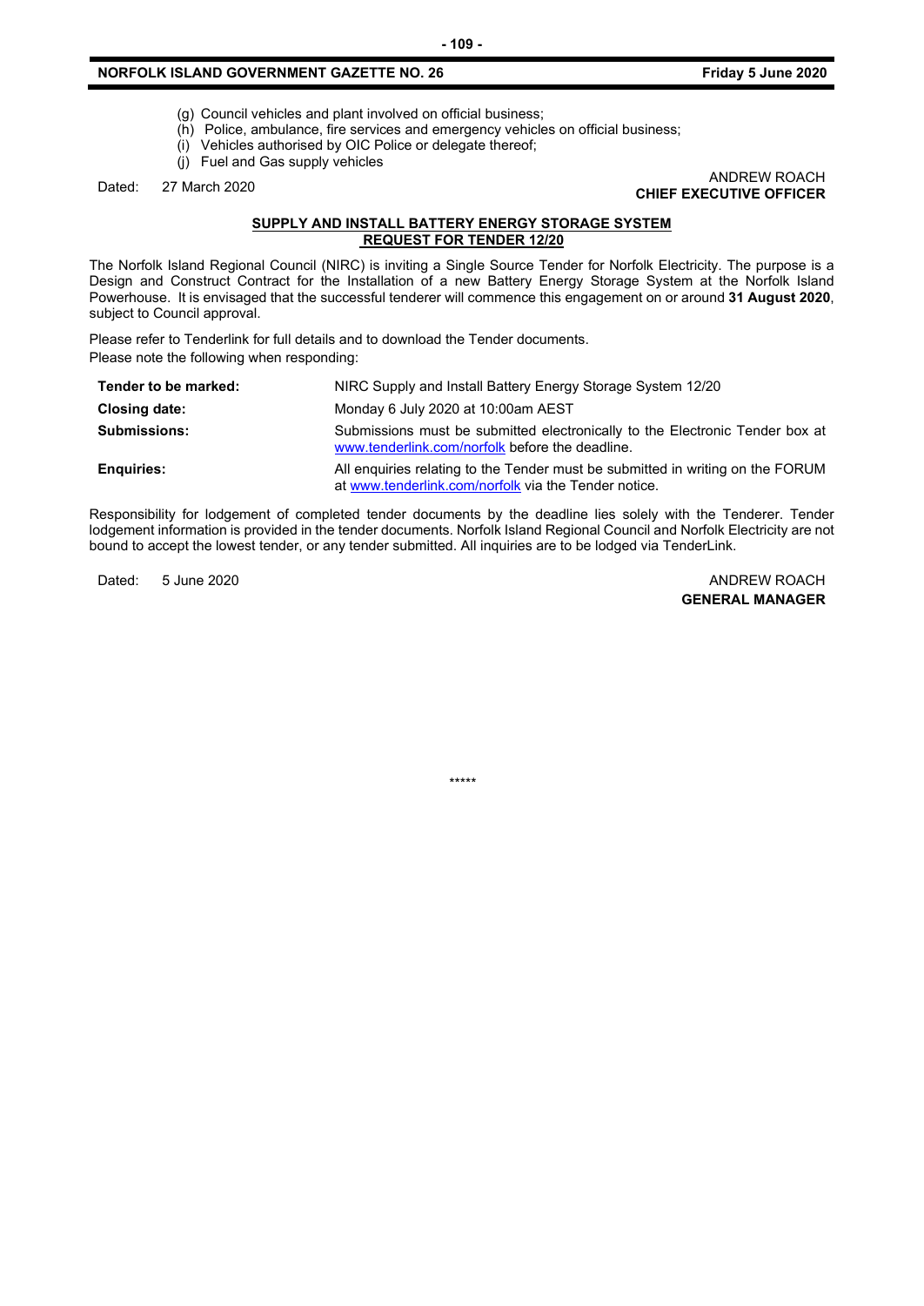(g) Council vehicles and plant involved on official business;
(h) Police, ambulance, fire services and emergency vehicles on official business;
(i) Vehicles authorised by OIC Police or delegate thereof;
(j) Fuel and Gas supply vehicles

Dated: 27 March 2020

ANDREW ROACH
**CHIEF EXECUTIVE OFFICER**

## SUPPLY AND INSTALL BATTERY ENERGY STORAGE SYSTEM REQUEST FOR TENDER 12/20

The Norfolk Island Regional Council (NIRC) is inviting a Single Source Tender for Norfolk Electricity. The purpose is a Design and Construct Contract for the Installation of a new Battery Energy Storage System at the Norfolk Island Powerhouse. It is envisaged that the successful tenderer will commence this engagement on or around **31 August 2020**, subject to Council approval.

Please refer to Tenderlink for full details and to download the Tender documents.
Please note the following when responding:

| | |
|---|---|
| **Tender to be marked:** | NIRC Supply and Install Battery Energy Storage System 12/20 |
| **Closing date:** | Monday 6 July 2020 at 10:00am AEST |
| **Submissions:** | Submissions must be submitted electronically to the Electronic Tender box at www.tenderlink.com/norfolk before the deadline. |
| **Enquiries:** | All enquiries relating to the Tender must be submitted in writing on the FORUM at www.tenderlink.com/norfolk via the Tender notice. |

Responsibility for lodgement of completed tender documents by the deadline lies solely with the Tenderer. Tender lodgement information is provided in the tender documents. Norfolk Island Regional Council and Norfolk Electricity are not bound to accept the lowest tender, or any tender submitted. All inquiries are to be lodged via TenderLink.

Dated: 5 June 2020

ANDREW ROACH
**GENERAL MANAGER**

\*\*\*\*\*